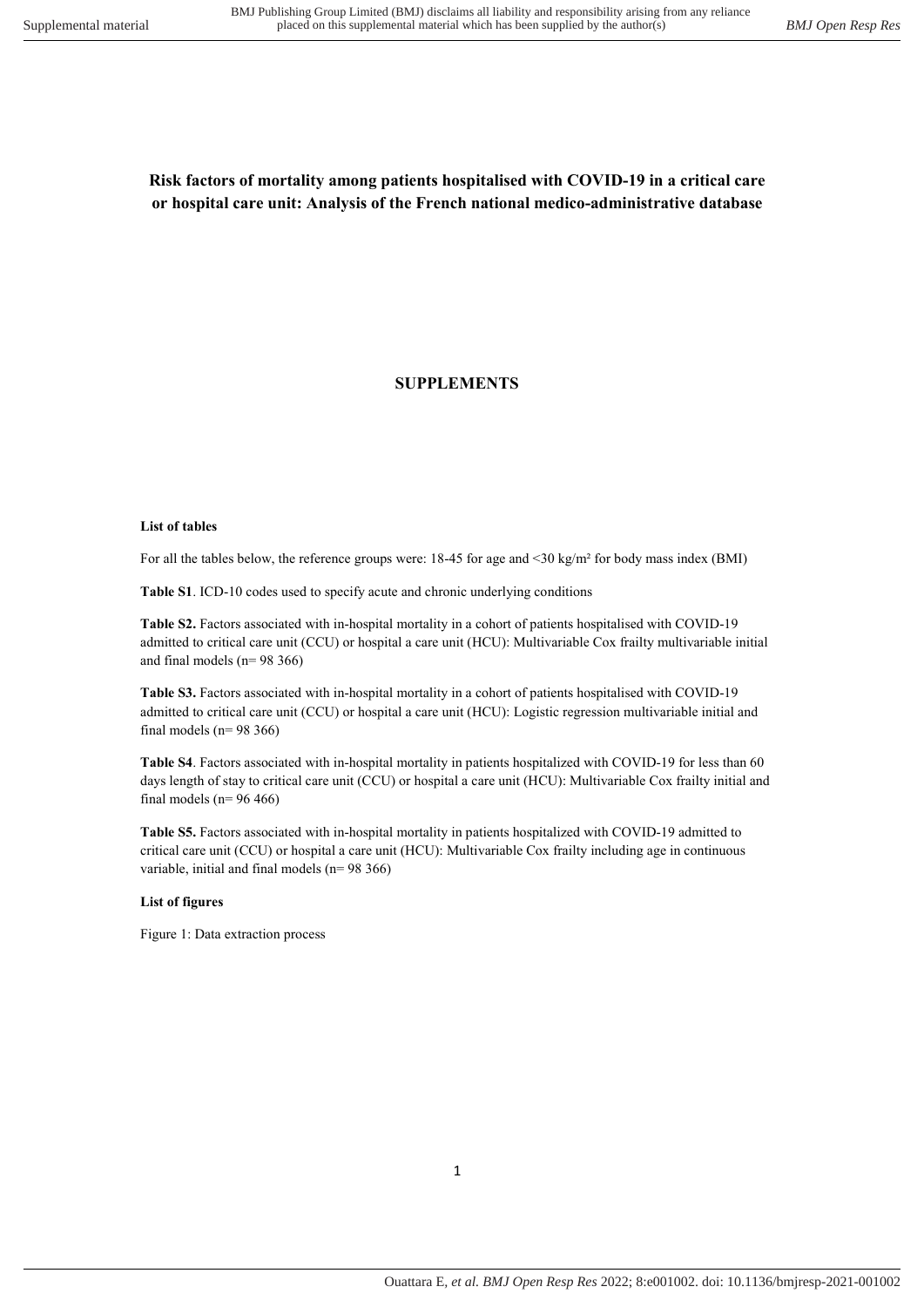# Risk factors of mortality among patients hospitalised with COVID-19 in a critical care or hospital care unit: Analysis of the French national medico-administrative database

## SUPPLEMENTS

**List of tables**

For all the tables below, the reference groups were: 18-45 for age and <30 kg/m² for body mass index (BMI)

**Table S1**. ICD-10 codes used to specify acute and chronic underlying conditions

**Table S2.** Factors associated with in-hospital mortality in a cohort of patients hospitalised with COVID-19 admitted to critical care unit (CCU) or hospital a care unit (HCU): Multivariable Cox frailty multivariable initial and final models (n= 98 366)

**Table S3.** Factors associated with in-hospital mortality in a cohort of patients hospitalised with COVID-19 admitted to critical care unit (CCU) or hospital a care unit (HCU): Logistic regression multivariable initial and final models (n= 98 366)

**Table S4**. Factors associated with in-hospital mortality in patients hospitalized with COVID-19 for less than 60 days length of stay to critical care unit (CCU) or hospital a care unit (HCU): Multivariable Cox frailty initial and final models (n= 96 466)

**Table S5.** Factors associated with in-hospital mortality in patients hospitalized with COVID-19 admitted to critical care unit (CCU) or hospital a care unit (HCU): Multivariable Cox frailty including age in continuous variable, initial and final models (n= 98 366)

**List of figures**

Figure 1: Data extraction process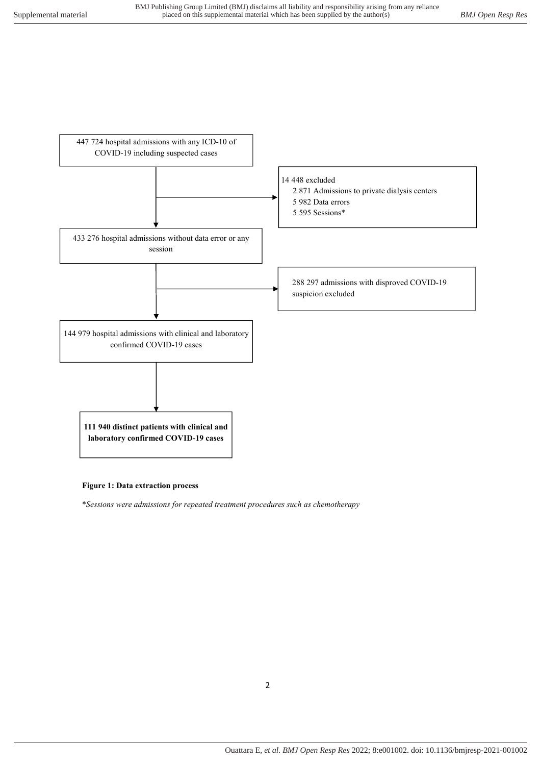447 724 hospital admissions with any ICD-10 of COVID-19 including suspected cases

14 448 excluded
- 2 871 Admissions to private dialysis centers
- 5 982 Data errors
- 5 595 Sessions*

433 276 hospital admissions without data error or any session

288 297 admissions with disproved COVID-19 suspicion excluded

144 979 hospital admissions with clinical and laboratory confirmed COVID-19 cases

**111 940 distinct patients with clinical and laboratory confirmed COVID-19 cases**

**Figure 1: Data extraction process**

*\*Sessions were admissions for repeated treatment procedures such as chemotherapy*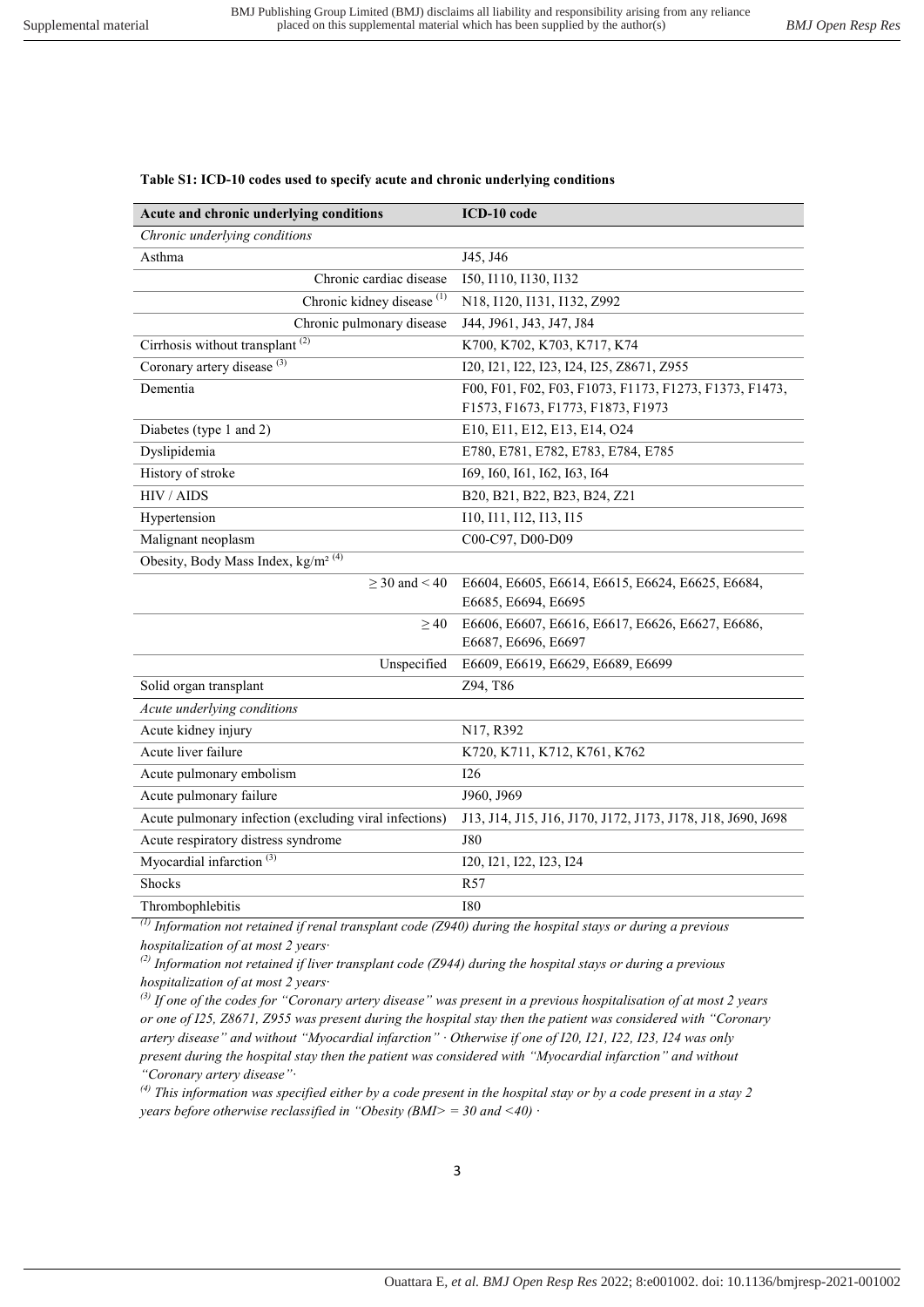**Table S1: ICD-10 codes used to specify acute and chronic underlying conditions**

| Acute and chronic underlying conditions | ICD-10 code |
|---|---|
| *Chronic underlying conditions* | |
| Asthma | J45, J46 |
| Chronic cardiac disease | I50, I110, I130, I132 |
| Chronic kidney disease [(1)] | N18, I120, I131, I132, Z992 |
| Chronic pulmonary disease | J44, J961, J43, J47, J84 |
| Cirrhosis without transplant [(2)] | K700, K702, K703, K717, K74 |
| Coronary artery disease [(3)] | I20, I21, I22, I23, I24, I25, Z8671, Z955 |
| Dementia | F00, F01, F02, F03, F1073, F1173, F1273, F1373, F1473, F1573, F1673, F1773, F1873, F1973 |
| Diabetes (type 1 and 2) | E10, E11, E12, E13, E14, O24 |
| Dyslipidemia | E780, E781, E782, E783, E784, E785 |
| History of stroke | I69, I60, I61, I62, I63, I64 |
| HIV / AIDS | B20, B21, B22, B23, B24, Z21 |
| Hypertension | I10, I11, I12, I13, I15 |
| Malignant neoplasm | C00-C97, D00-D09 |
| Obesity, Body Mass Index, kg/m² [(4)] | |
| ≥ 30 and < 40 | E6604, E6605, E6614, E6615, E6624, E6625, E6684, E6685, E6694, E6695 |
| ≥ 40 | E6606, E6607, E6616, E6617, E6626, E6627, E6686, E6687, E6696, E6697 |
| Unspecified | E6609, E6619, E6629, E6689, E6699 |
| Solid organ transplant | Z94, T86 |
| *Acute underlying conditions* | |
| Acute kidney injury | N17, R392 |
| Acute liver failure | K720, K711, K712, K761, K762 |
| Acute pulmonary embolism | I26 |
| Acute pulmonary failure | J960, J969 |
| Acute pulmonary infection (excluding viral infections) | J13, J14, J15, J16, J170, J172, J173, J178, J18, J690, J698 |
| Acute respiratory distress syndrome | J80 |
| Myocardial infarction [(3)] | I20, I21, I22, I23, I24 |
| Shocks | R57 |
| Thrombophlebitis | I80 |

*[(1)] Information not retained if renal transplant code (Z940) during the hospital stays or during a previous hospitalization of at most 2 years·*

*[(2)] Information not retained if liver transplant code (Z944) during the hospital stays or during a previous hospitalization of at most 2 years·*

*[(3)] If one of the codes for "Coronary artery disease" was present in a previous hospitalisation of at most 2 years or one of I25, Z8671, Z955 was present during the hospital stay then the patient was considered with "Coronary artery disease" and without "Myocardial infarction" · Otherwise if one of I20, I21, I22, I23, I24 was only present during the hospital stay then the patient was considered with "Myocardial infarction" and without "Coronary artery disease"·*

*[(4)] This information was specified either by a code present in the hospital stay or by a code present in a stay 2 years before otherwise reclassified in "Obesity (BMI> = 30 and <40) ·*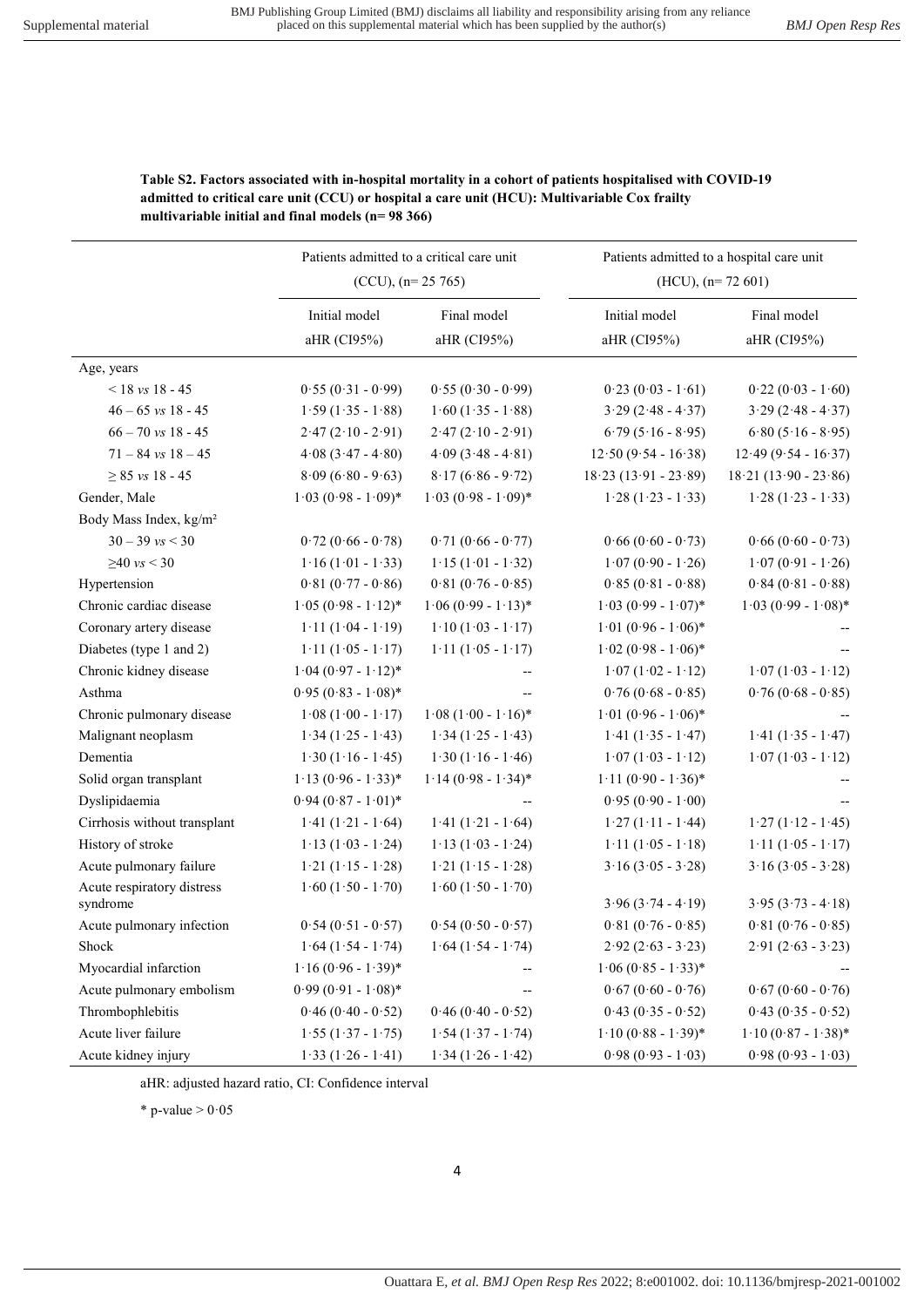**Table S2. Factors associated with in-hospital mortality in a cohort of patients hospitalised with COVID-19 admitted to critical care unit (CCU) or hospital a care unit (HCU): Multivariable Cox frailty multivariable initial and final models (n= 98 366)**

| | Patients admitted to a critical care unit (CCU), (n= 25 765) | | Patients admitted to a hospital care unit (HCU), (n= 72 601) | |
|---|---|---|---|---|
| | Initial model aHR (CI95%) | Final model aHR (CI95%) | Initial model aHR (CI95%) | Final model aHR (CI95%) |
| Age, years | | | | |
| < 18 *vs* 18 - 45 | 0·55 (0·31 - 0·99) | 0·55 (0·30 - 0·99) | 0·23 (0·03 - 1·61) | 0·22 (0·03 - 1·60) |
| 46 – 65 *vs* 18 - 45 | 1·59 (1·35 - 1·88) | 1·60 (1·35 - 1·88) | 3·29 (2·48 - 4·37) | 3·29 (2·48 - 4·37) |
| 66 – 70 *vs* 18 - 45 | 2·47 (2·10 - 2·91) | 2·47 (2·10 - 2·91) | 6·79 (5·16 - 8·95) | 6·80 (5·16 - 8·95) |
| 71 – 84 *vs* 18 – 45 | 4·08 (3·47 - 4·80) | 4·09 (3·48 - 4·81) | 12·50 (9·54 - 16·38) | 12·49 (9·54 - 16·37) |
| ≥ 85 *vs* 18 - 45 | 8·09 (6·80 - 9·63) | 8·17 (6·86 - 9·72) | 18·23 (13·91 - 23·89) | 18·21 (13·90 - 23·86) |
| Gender, Male | 1·03 (0·98 - 1·09)* | 1·03 (0·98 - 1·09)* | 1·28 (1·23 - 1·33) | 1·28 (1·23 - 1·33) |
| Body Mass Index, kg/m² | | | | |
| 30 – 39 *vs* < 30 | 0·72 (0·66 - 0·78) | 0·71 (0·66 - 0·77) | 0·66 (0·60 - 0·73) | 0·66 (0·60 - 0·73) |
| ≥40 *vs* < 30 | 1·16 (1·01 - 1·33) | 1·15 (1·01 - 1·32) | 1·07 (0·90 - 1·26) | 1·07 (0·91 - 1·26) |
| Hypertension | 0·81 (0·77 - 0·86) | 0·81 (0·76 - 0·85) | 0·85 (0·81 - 0·88) | 0·84 (0·81 - 0·88) |
| Chronic cardiac disease | 1·05 (0·98 - 1·12)* | 1·06 (0·99 - 1·13)* | 1·03 (0·99 - 1·07)* | 1·03 (0·99 - 1·08)* |
| Coronary artery disease | 1·11 (1·04 - 1·19) | 1·10 (1·03 - 1·17) | 1·01 (0·96 - 1·06)* | -- |
| Diabetes (type 1 and 2) | 1·11 (1·05 - 1·17) | 1·11 (1·05 - 1·17) | 1·02 (0·98 - 1·06)* | -- |
| Chronic kidney disease | 1·04 (0·97 - 1·12)* | -- | 1·07 (1·02 - 1·12) | 1·07 (1·03 - 1·12) |
| Asthma | 0·95 (0·83 - 1·08)* | -- | 0·76 (0·68 - 0·85) | 0·76 (0·68 - 0·85) |
| Chronic pulmonary disease | 1·08 (1·00 - 1·17) | 1·08 (1·00 - 1·16)* | 1·01 (0·96 - 1·06)* | -- |
| Malignant neoplasm | 1·34 (1·25 - 1·43) | 1·34 (1·25 - 1·43) | 1·41 (1·35 - 1·47) | 1·41 (1·35 - 1·47) |
| Dementia | 1·30 (1·16 - 1·45) | 1·30 (1·16 - 1·46) | 1·07 (1·03 - 1·12) | 1·07 (1·03 - 1·12) |
| Solid organ transplant | 1·13 (0·96 - 1·33)* | 1·14 (0·98 - 1·34)* | 1·11 (0·90 - 1·36)* | -- |
| Dyslipidaemia | 0·94 (0·87 - 1·01)* | -- | 0·95 (0·90 - 1·00) | -- |
| Cirrhosis without transplant | 1·41 (1·21 - 1·64) | 1·41 (1·21 - 1·64) | 1·27 (1·11 - 1·44) | 1·27 (1·12 - 1·45) |
| History of stroke | 1·13 (1·03 - 1·24) | 1·13 (1·03 - 1·24) | 1·11 (1·05 - 1·18) | 1·11 (1·05 - 1·17) |
| Acute pulmonary failure | 1·21 (1·15 - 1·28) | 1·21 (1·15 - 1·28) | 3·16 (3·05 - 3·28) | 3·16 (3·05 - 3·28) |
| Acute respiratory distress syndrome | 1·60 (1·50 - 1·70) | 1·60 (1·50 - 1·70) | 3·96 (3·74 - 4·19) | 3·95 (3·73 - 4·18) |
| Acute pulmonary infection | 0·54 (0·51 - 0·57) | 0·54 (0·50 - 0·57) | 0·81 (0·76 - 0·85) | 0·81 (0·76 - 0·85) |
| Shock | 1·64 (1·54 - 1·74) | 1·64 (1·54 - 1·74) | 2·92 (2·63 - 3·23) | 2·91 (2·63 - 3·23) |
| Myocardial infarction | 1·16 (0·96 - 1·39)* | -- | 1·06 (0·85 - 1·33)* | -- |
| Acute pulmonary embolism | 0·99 (0·91 - 1·08)* | -- | 0·67 (0·60 - 0·76) | 0·67 (0·60 - 0·76) |
| Thrombophlebitis | 0·46 (0·40 - 0·52) | 0·46 (0·40 - 0·52) | 0·43 (0·35 - 0·52) | 0·43 (0·35 - 0·52) |
| Acute liver failure | 1·55 (1·37 - 1·75) | 1·54 (1·37 - 1·74) | 1·10 (0·88 - 1·39)* | 1·10 (0·87 - 1·38)* |
| Acute kidney injury | 1·33 (1·26 - 1·41) | 1·34 (1·26 - 1·42) | 0·98 (0·93 - 1·03) | 0·98 (0·93 - 1·03) |

aHR: adjusted hazard ratio, CI: Confidence interval

\* p-value > 0·05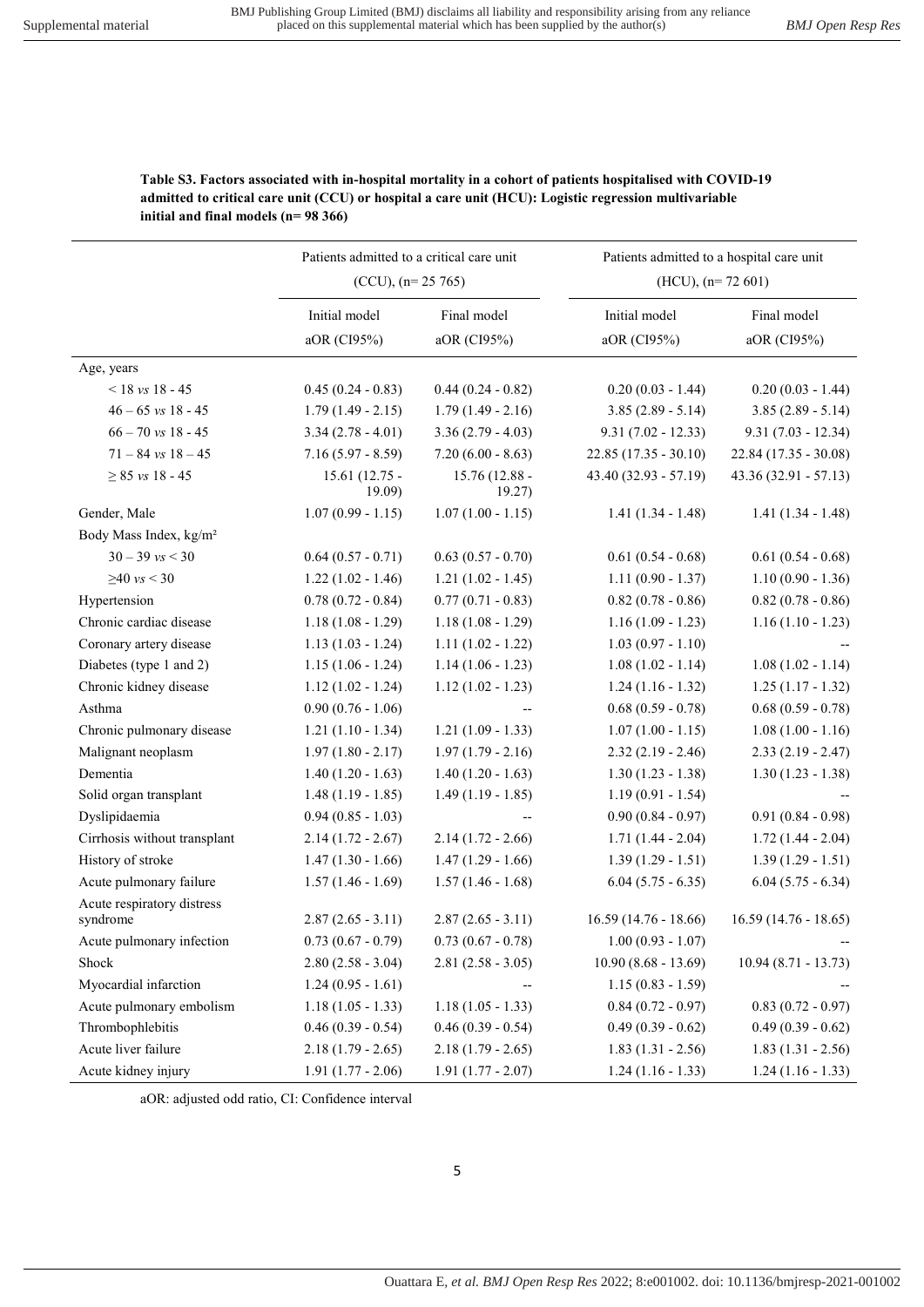**Table S3. Factors associated with in-hospital mortality in a cohort of patients hospitalised with COVID-19 admitted to critical care unit (CCU) or hospital a care unit (HCU): Logistic regression multivariable initial and final models (n= 98 366)**

| | Patients admitted to a critical care unit (CCU), (n= 25 765) | | Patients admitted to a hospital care unit (HCU), (n= 72 601) | |
|---|---|---|---|---|
| | Initial model aOR (CI95%) | Final model aOR (CI95%) | Initial model aOR (CI95%) | Final model aOR (CI95%) |
| Age, years | | | | |
| < 18 *vs* 18 - 45 | 0.45 (0.24 - 0.83) | 0.44 (0.24 - 0.82) | 0.20 (0.03 - 1.44) | 0.20 (0.03 - 1.44) |
| 46 – 65 *vs* 18 - 45 | 1.79 (1.49 - 2.15) | 1.79 (1.49 - 2.16) | 3.85 (2.89 - 5.14) | 3.85 (2.89 - 5.14) |
| 66 – 70 *vs* 18 - 45 | 3.34 (2.78 - 4.01) | 3.36 (2.79 - 4.03) | 9.31 (7.02 - 12.33) | 9.31 (7.03 - 12.34) |
| 71 – 84 *vs* 18 – 45 | 7.16 (5.97 - 8.59) | 7.20 (6.00 - 8.63) | 22.85 (17.35 - 30.10) | 22.84 (17.35 - 30.08) |
| ≥ 85 *vs* 18 - 45 | 15.61 (12.75 - 19.09) | 15.76 (12.88 - 19.27) | 43.40 (32.93 - 57.19) | 43.36 (32.91 - 57.13) |
| Gender, Male | 1.07 (0.99 - 1.15) | 1.07 (1.00 - 1.15) | 1.41 (1.34 - 1.48) | 1.41 (1.34 - 1.48) |
| Body Mass Index, kg/m² | | | | |
| 30 – 39 *vs* < 30 | 0.64 (0.57 - 0.71) | 0.63 (0.57 - 0.70) | 0.61 (0.54 - 0.68) | 0.61 (0.54 - 0.68) |
| ≥40 *vs* < 30 | 1.22 (1.02 - 1.46) | 1.21 (1.02 - 1.45) | 1.11 (0.90 - 1.37) | 1.10 (0.90 - 1.36) |
| Hypertension | 0.78 (0.72 - 0.84) | 0.77 (0.71 - 0.83) | 0.82 (0.78 - 0.86) | 0.82 (0.78 - 0.86) |
| Chronic cardiac disease | 1.18 (1.08 - 1.29) | 1.18 (1.08 - 1.29) | 1.16 (1.09 - 1.23) | 1.16 (1.10 - 1.23) |
| Coronary artery disease | 1.13 (1.03 - 1.24) | 1.11 (1.02 - 1.22) | 1.03 (0.97 - 1.10) | -- |
| Diabetes (type 1 and 2) | 1.15 (1.06 - 1.24) | 1.14 (1.06 - 1.23) | 1.08 (1.02 - 1.14) | 1.08 (1.02 - 1.14) |
| Chronic kidney disease | 1.12 (1.02 - 1.24) | 1.12 (1.02 - 1.23) | 1.24 (1.16 - 1.32) | 1.25 (1.17 - 1.32) |
| Asthma | 0.90 (0.76 - 1.06) | -- | 0.68 (0.59 - 0.78) | 0.68 (0.59 - 0.78) |
| Chronic pulmonary disease | 1.21 (1.10 - 1.34) | 1.21 (1.09 - 1.33) | 1.07 (1.00 - 1.15) | 1.08 (1.00 - 1.16) |
| Malignant neoplasm | 1.97 (1.80 - 2.17) | 1.97 (1.79 - 2.16) | 2.32 (2.19 - 2.46) | 2.33 (2.19 - 2.47) |
| Dementia | 1.40 (1.20 - 1.63) | 1.40 (1.20 - 1.63) | 1.30 (1.23 - 1.38) | 1.30 (1.23 - 1.38) |
| Solid organ transplant | 1.48 (1.19 - 1.85) | 1.49 (1.19 - 1.85) | 1.19 (0.91 - 1.54) | -- |
| Dyslipidaemia | 0.94 (0.85 - 1.03) | -- | 0.90 (0.84 - 0.97) | 0.91 (0.84 - 0.98) |
| Cirrhosis without transplant | 2.14 (1.72 - 2.67) | 2.14 (1.72 - 2.66) | 1.71 (1.44 - 2.04) | 1.72 (1.44 - 2.04) |
| History of stroke | 1.47 (1.30 - 1.66) | 1.47 (1.29 - 1.66) | 1.39 (1.29 - 1.51) | 1.39 (1.29 - 1.51) |
| Acute pulmonary failure | 1.57 (1.46 - 1.69) | 1.57 (1.46 - 1.68) | 6.04 (5.75 - 6.35) | 6.04 (5.75 - 6.34) |
| Acute respiratory distress syndrome | 2.87 (2.65 - 3.11) | 2.87 (2.65 - 3.11) | 16.59 (14.76 - 18.66) | 16.59 (14.76 - 18.65) |
| Acute pulmonary infection | 0.73 (0.67 - 0.79) | 0.73 (0.67 - 0.78) | 1.00 (0.93 - 1.07) | -- |
| Shock | 2.80 (2.58 - 3.04) | 2.81 (2.58 - 3.05) | 10.90 (8.68 - 13.69) | 10.94 (8.71 - 13.73) |
| Myocardial infarction | 1.24 (0.95 - 1.61) | -- | 1.15 (0.83 - 1.59) | -- |
| Acute pulmonary embolism | 1.18 (1.05 - 1.33) | 1.18 (1.05 - 1.33) | 0.84 (0.72 - 0.97) | 0.83 (0.72 - 0.97) |
| Thrombophlebitis | 0.46 (0.39 - 0.54) | 0.46 (0.39 - 0.54) | 0.49 (0.39 - 0.62) | 0.49 (0.39 - 0.62) |
| Acute liver failure | 2.18 (1.79 - 2.65) | 2.18 (1.79 - 2.65) | 1.83 (1.31 - 2.56) | 1.83 (1.31 - 2.56) |
| Acute kidney injury | 1.91 (1.77 - 2.06) | 1.91 (1.77 - 2.07) | 1.24 (1.16 - 1.33) | 1.24 (1.16 - 1.33) |

aOR: adjusted odd ratio, CI: Confidence interval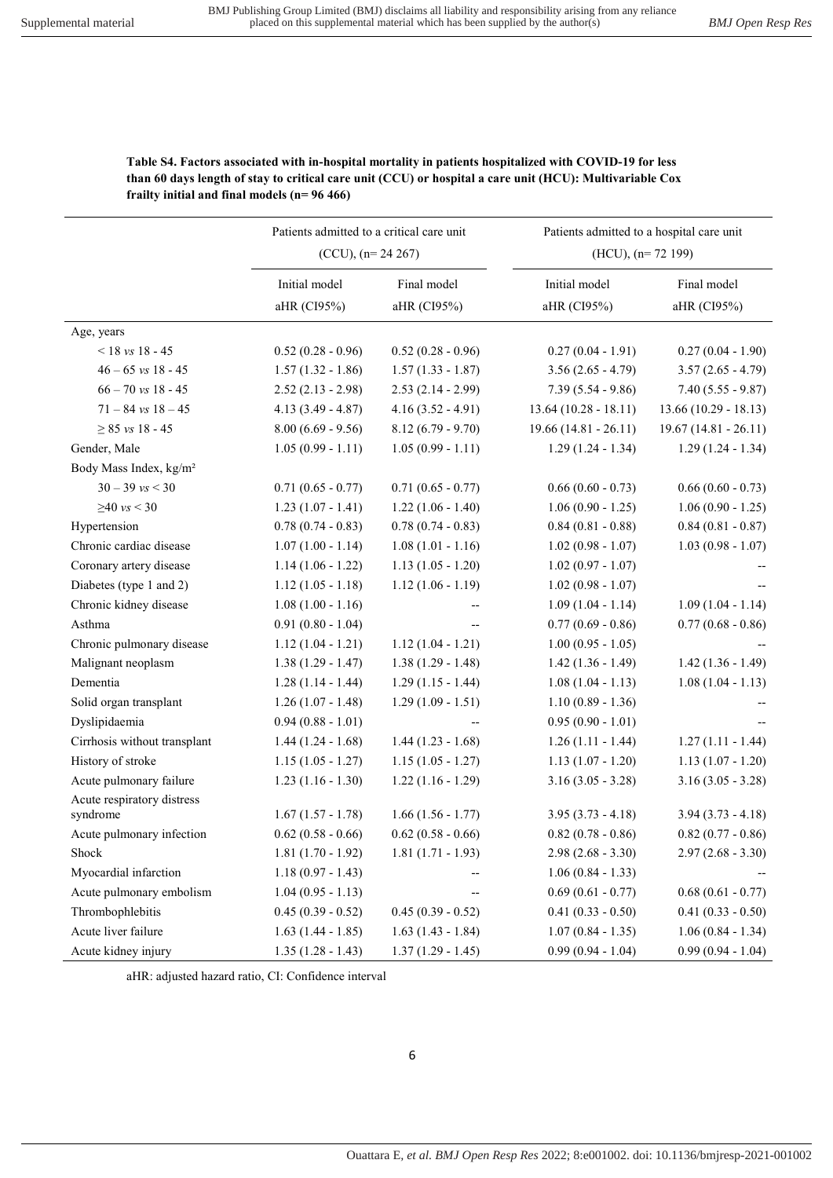**Table S4. Factors associated with in-hospital mortality in patients hospitalized with COVID-19 for less than 60 days length of stay to critical care unit (CCU) or hospital a care unit (HCU): Multivariable Cox frailty initial and final models (n= 96 466)**

| | Patients admitted to a critical care unit (CCU), (n= 24 267) | | Patients admitted to a hospital care unit (HCU), (n= 72 199) | |
|---|---|---|---|---|
| | Initial model aHR (CI95%) | Final model aHR (CI95%) | Initial model aHR (CI95%) | Final model aHR (CI95%) |
| Age, years | | | | |
| < 18 *vs* 18 - 45 | 0.52 (0.28 - 0.96) | 0.52 (0.28 - 0.96) | 0.27 (0.04 - 1.91) | 0.27 (0.04 - 1.90) |
| 46 – 65 *vs* 18 - 45 | 1.57 (1.32 - 1.86) | 1.57 (1.33 - 1.87) | 3.56 (2.65 - 4.79) | 3.57 (2.65 - 4.79) |
| 66 – 70 *vs* 18 - 45 | 2.52 (2.13 - 2.98) | 2.53 (2.14 - 2.99) | 7.39 (5.54 - 9.86) | 7.40 (5.55 - 9.87) |
| 71 – 84 *vs* 18 – 45 | 4.13 (3.49 - 4.87) | 4.16 (3.52 - 4.91) | 13.64 (10.28 - 18.11) | 13.66 (10.29 - 18.13) |
| ≥ 85 *vs* 18 - 45 | 8.00 (6.69 - 9.56) | 8.12 (6.79 - 9.70) | 19.66 (14.81 - 26.11) | 19.67 (14.81 - 26.11) |
| Gender, Male | 1.05 (0.99 - 1.11) | 1.05 (0.99 - 1.11) | 1.29 (1.24 - 1.34) | 1.29 (1.24 - 1.34) |
| Body Mass Index, kg/m² | | | | |
| 30 – 39 *vs* < 30 | 0.71 (0.65 - 0.77) | 0.71 (0.65 - 0.77) | 0.66 (0.60 - 0.73) | 0.66 (0.60 - 0.73) |
| ≥40 *vs* < 30 | 1.23 (1.07 - 1.41) | 1.22 (1.06 - 1.40) | 1.06 (0.90 - 1.25) | 1.06 (0.90 - 1.25) |
| Hypertension | 0.78 (0.74 - 0.83) | 0.78 (0.74 - 0.83) | 0.84 (0.81 - 0.88) | 0.84 (0.81 - 0.87) |
| Chronic cardiac disease | 1.07 (1.00 - 1.14) | 1.08 (1.01 - 1.16) | 1.02 (0.98 - 1.07) | 1.03 (0.98 - 1.07) |
| Coronary artery disease | 1.14 (1.06 - 1.22) | 1.13 (1.05 - 1.20) | 1.02 (0.97 - 1.07) | -- |
| Diabetes (type 1 and 2) | 1.12 (1.05 - 1.18) | 1.12 (1.06 - 1.19) | 1.02 (0.98 - 1.07) | -- |
| Chronic kidney disease | 1.08 (1.00 - 1.16) | -- | 1.09 (1.04 - 1.14) | 1.09 (1.04 - 1.14) |
| Asthma | 0.91 (0.80 - 1.04) | -- | 0.77 (0.69 - 0.86) | 0.77 (0.68 - 0.86) |
| Chronic pulmonary disease | 1.12 (1.04 - 1.21) | 1.12 (1.04 - 1.21) | 1.00 (0.95 - 1.05) | -- |
| Malignant neoplasm | 1.38 (1.29 - 1.47) | 1.38 (1.29 - 1.48) | 1.42 (1.36 - 1.49) | 1.42 (1.36 - 1.49) |
| Dementia | 1.28 (1.14 - 1.44) | 1.29 (1.15 - 1.44) | 1.08 (1.04 - 1.13) | 1.08 (1.04 - 1.13) |
| Solid organ transplant | 1.26 (1.07 - 1.48) | 1.29 (1.09 - 1.51) | 1.10 (0.89 - 1.36) | -- |
| Dyslipidaemia | 0.94 (0.88 - 1.01) | -- | 0.95 (0.90 - 1.01) | -- |
| Cirrhosis without transplant | 1.44 (1.24 - 1.68) | 1.44 (1.23 - 1.68) | 1.26 (1.11 - 1.44) | 1.27 (1.11 - 1.44) |
| History of stroke | 1.15 (1.05 - 1.27) | 1.15 (1.05 - 1.27) | 1.13 (1.07 - 1.20) | 1.13 (1.07 - 1.20) |
| Acute pulmonary failure | 1.23 (1.16 - 1.30) | 1.22 (1.16 - 1.29) | 3.16 (3.05 - 3.28) | 3.16 (3.05 - 3.28) |
| Acute respiratory distress syndrome | 1.67 (1.57 - 1.78) | 1.66 (1.56 - 1.77) | 3.95 (3.73 - 4.18) | 3.94 (3.73 - 4.18) |
| Acute pulmonary infection | 0.62 (0.58 - 0.66) | 0.62 (0.58 - 0.66) | 0.82 (0.78 - 0.86) | 0.82 (0.77 - 0.86) |
| Shock | 1.81 (1.70 - 1.92) | 1.81 (1.71 - 1.93) | 2.98 (2.68 - 3.30) | 2.97 (2.68 - 3.30) |
| Myocardial infarction | 1.18 (0.97 - 1.43) | -- | 1.06 (0.84 - 1.33) | -- |
| Acute pulmonary embolism | 1.04 (0.95 - 1.13) | -- | 0.69 (0.61 - 0.77) | 0.68 (0.61 - 0.77) |
| Thrombophlebitis | 0.45 (0.39 - 0.52) | 0.45 (0.39 - 0.52) | 0.41 (0.33 - 0.50) | 0.41 (0.33 - 0.50) |
| Acute liver failure | 1.63 (1.44 - 1.85) | 1.63 (1.43 - 1.84) | 1.07 (0.84 - 1.35) | 1.06 (0.84 - 1.34) |
| Acute kidney injury | 1.35 (1.28 - 1.43) | 1.37 (1.29 - 1.45) | 0.99 (0.94 - 1.04) | 0.99 (0.94 - 1.04) |

aHR: adjusted hazard ratio, CI: Confidence interval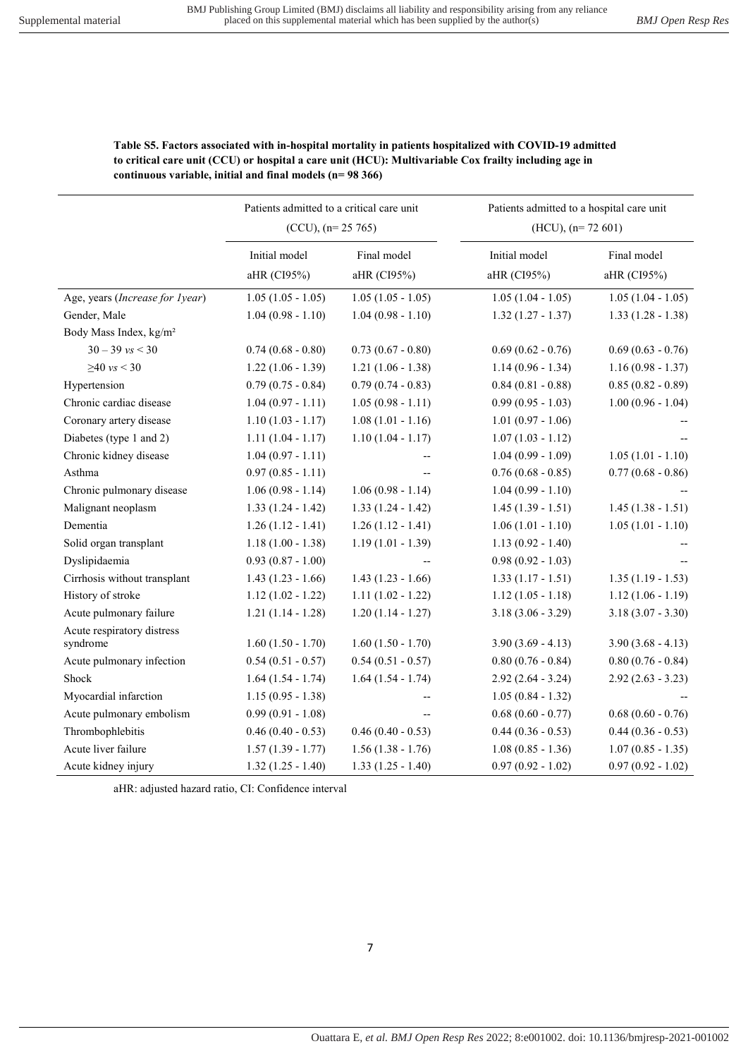**Table S5. Factors associated with in-hospital mortality in patients hospitalized with COVID-19 admitted to critical care unit (CCU) or hospital a care unit (HCU): Multivariable Cox frailty including age in continuous variable, initial and final models (n= 98 366)**

| | Patients admitted to a critical care unit (CCU), (n= 25 765) | | Patients admitted to a hospital care unit (HCU), (n= 72 601) | |
|---|---|---|---|---|
| | Initial model aHR (CI95%) | Final model aHR (CI95%) | Initial model aHR (CI95%) | Final model aHR (CI95%) |
| Age, years (*Increase for 1year*) | 1.05 (1.05 - 1.05) | 1.05 (1.05 - 1.05) | 1.05 (1.04 - 1.05) | 1.05 (1.04 - 1.05) |
| Gender, Male | 1.04 (0.98 - 1.10) | 1.04 (0.98 - 1.10) | 1.32 (1.27 - 1.37) | 1.33 (1.28 - 1.38) |
| Body Mass Index, kg/m² | | | | |
| 30 – 39 *vs* < 30 | 0.74 (0.68 - 0.80) | 0.73 (0.67 - 0.80) | 0.69 (0.62 - 0.76) | 0.69 (0.63 - 0.76) |
| ≥40 *vs* < 30 | 1.22 (1.06 - 1.39) | 1.21 (1.06 - 1.38) | 1.14 (0.96 - 1.34) | 1.16 (0.98 - 1.37) |
| Hypertension | 0.79 (0.75 - 0.84) | 0.79 (0.74 - 0.83) | 0.84 (0.81 - 0.88) | 0.85 (0.82 - 0.89) |
| Chronic cardiac disease | 1.04 (0.97 - 1.11) | 1.05 (0.98 - 1.11) | 0.99 (0.95 - 1.03) | 1.00 (0.96 - 1.04) |
| Coronary artery disease | 1.10 (1.03 - 1.17) | 1.08 (1.01 - 1.16) | 1.01 (0.97 - 1.06) | -- |
| Diabetes (type 1 and 2) | 1.11 (1.04 - 1.17) | 1.10 (1.04 - 1.17) | 1.07 (1.03 - 1.12) | -- |
| Chronic kidney disease | 1.04 (0.97 - 1.11) | -- | 1.04 (0.99 - 1.09) | 1.05 (1.01 - 1.10) |
| Asthma | 0.97 (0.85 - 1.11) | -- | 0.76 (0.68 - 0.85) | 0.77 (0.68 - 0.86) |
| Chronic pulmonary disease | 1.06 (0.98 - 1.14) | 1.06 (0.98 - 1.14) | 1.04 (0.99 - 1.10) | -- |
| Malignant neoplasm | 1.33 (1.24 - 1.42) | 1.33 (1.24 - 1.42) | 1.45 (1.39 - 1.51) | 1.45 (1.38 - 1.51) |
| Dementia | 1.26 (1.12 - 1.41) | 1.26 (1.12 - 1.41) | 1.06 (1.01 - 1.10) | 1.05 (1.01 - 1.10) |
| Solid organ transplant | 1.18 (1.00 - 1.38) | 1.19 (1.01 - 1.39) | 1.13 (0.92 - 1.40) | -- |
| Dyslipidaemia | 0.93 (0.87 - 1.00) | -- | 0.98 (0.92 - 1.03) | -- |
| Cirrhosis without transplant | 1.43 (1.23 - 1.66) | 1.43 (1.23 - 1.66) | 1.33 (1.17 - 1.51) | 1.35 (1.19 - 1.53) |
| History of stroke | 1.12 (1.02 - 1.22) | 1.11 (1.02 - 1.22) | 1.12 (1.05 - 1.18) | 1.12 (1.06 - 1.19) |
| Acute pulmonary failure | 1.21 (1.14 - 1.28) | 1.20 (1.14 - 1.27) | 3.18 (3.06 - 3.29) | 3.18 (3.07 - 3.30) |
| Acute respiratory distress syndrome | 1.60 (1.50 - 1.70) | 1.60 (1.50 - 1.70) | 3.90 (3.69 - 4.13) | 3.90 (3.68 - 4.13) |
| Acute pulmonary infection | 0.54 (0.51 - 0.57) | 0.54 (0.51 - 0.57) | 0.80 (0.76 - 0.84) | 0.80 (0.76 - 0.84) |
| Shock | 1.64 (1.54 - 1.74) | 1.64 (1.54 - 1.74) | 2.92 (2.64 - 3.24) | 2.92 (2.63 - 3.23) |
| Myocardial infarction | 1.15 (0.95 - 1.38) | -- | 1.05 (0.84 - 1.32) | -- |
| Acute pulmonary embolism | 0.99 (0.91 - 1.08) | -- | 0.68 (0.60 - 0.77) | 0.68 (0.60 - 0.76) |
| Thrombophlebitis | 0.46 (0.40 - 0.53) | 0.46 (0.40 - 0.53) | 0.44 (0.36 - 0.53) | 0.44 (0.36 - 0.53) |
| Acute liver failure | 1.57 (1.39 - 1.77) | 1.56 (1.38 - 1.76) | 1.08 (0.85 - 1.36) | 1.07 (0.85 - 1.35) |
| Acute kidney injury | 1.32 (1.25 - 1.40) | 1.33 (1.25 - 1.40) | 0.97 (0.92 - 1.02) | 0.97 (0.92 - 1.02) |

aHR: adjusted hazard ratio, CI: Confidence interval